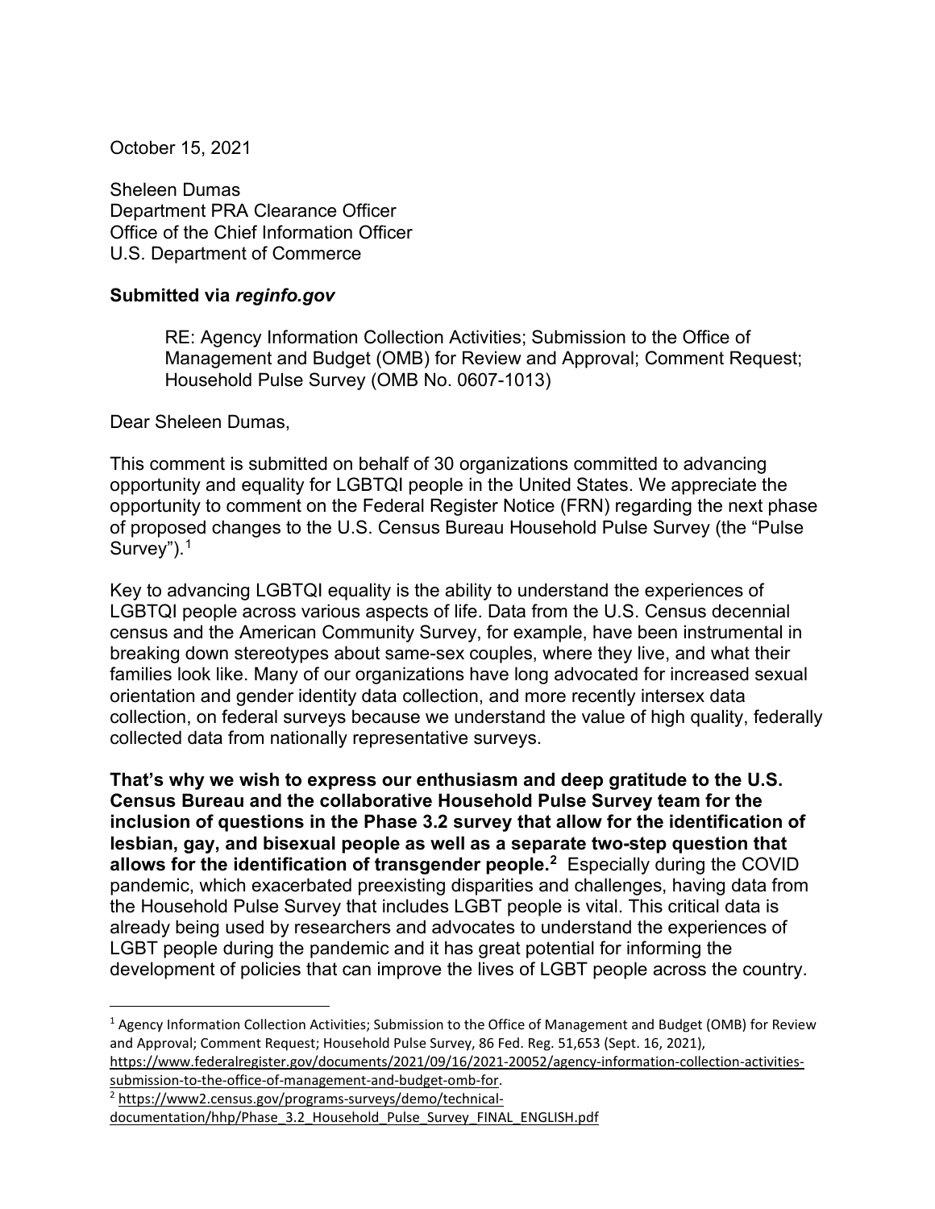October 15, 2021

Sheleen Dumas
Department PRA Clearance Officer
Office of the Chief Information Officer
U.S. Department of Commerce

**Submitted via *reginfo.gov***

> RE: Agency Information Collection Activities; Submission to the Office of Management and Budget (OMB) for Review and Approval; Comment Request; Household Pulse Survey (OMB No. 0607-1013)

Dear Sheleen Dumas,

This comment is submitted on behalf of 30 organizations committed to advancing opportunity and equality for LGBTQI people in the United States. We appreciate the opportunity to comment on the Federal Register Notice (FRN) regarding the next phase of proposed changes to the U.S. Census Bureau Household Pulse Survey (the "Pulse Survey").[1]

Key to advancing LGBTQI equality is the ability to understand the experiences of LGBTQI people across various aspects of life. Data from the U.S. Census decennial census and the American Community Survey, for example, have been instrumental in breaking down stereotypes about same-sex couples, where they live, and what their families look like. Many of our organizations have long advocated for increased sexual orientation and gender identity data collection, and more recently intersex data collection, on federal surveys because we understand the value of high quality, federally collected data from nationally representative surveys.

**That's why we wish to express our enthusiasm and deep gratitude to the U.S. Census Bureau and the collaborative Household Pulse Survey team for the inclusion of questions in the Phase 3.2 survey that allow for the identification of lesbian, gay, and bisexual people as well as a separate two-step question that allows for the identification of transgender people.[2]** Especially during the COVID pandemic, which exacerbated preexisting disparities and challenges, having data from the Household Pulse Survey that includes LGBT people is vital. This critical data is already being used by researchers and advocates to understand the experiences of LGBT people during the pandemic and it has great potential for informing the development of policies that can improve the lives of LGBT people across the country.

---

[1] Agency Information Collection Activities; Submission to the Office of Management and Budget (OMB) for Review and Approval; Comment Request; Household Pulse Survey, 86 Fed. Reg. 51,653 (Sept. 16, 2021), https://www.federalregister.gov/documents/2021/09/16/2021-20052/agency-information-collection-activities-submission-to-the-office-of-management-and-budget-omb-for.

[2] https://www2.census.gov/programs-surveys/demo/technical-documentation/hhp/Phase_3.2_Household_Pulse_Survey_FINAL_ENGLISH.pdf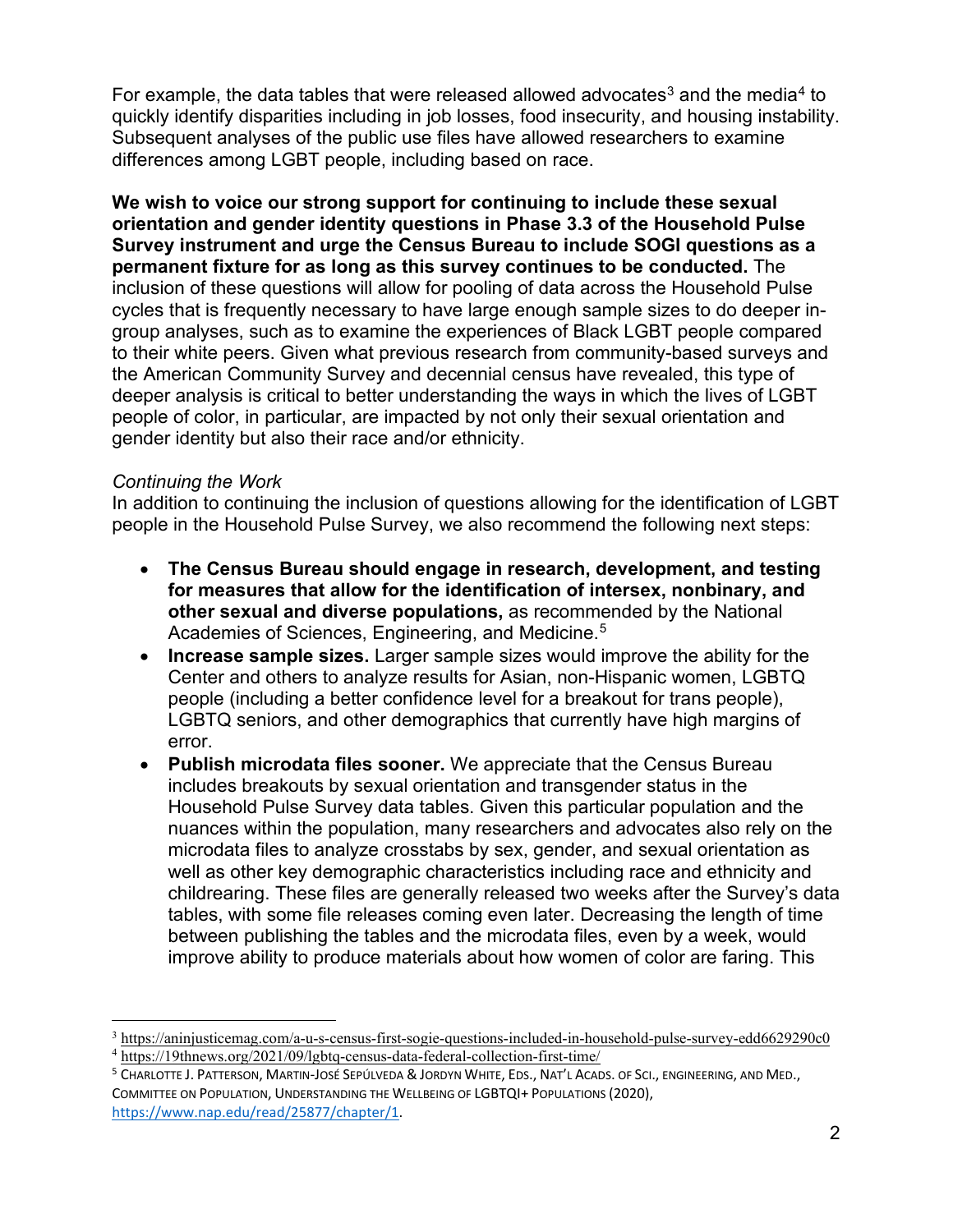For example, the data tables that were released allowed advocates[3] and the media[4] to quickly identify disparities including in job losses, food insecurity, and housing instability. Subsequent analyses of the public use files have allowed researchers to examine differences among LGBT people, including based on race.

**We wish to voice our strong support for continuing to include these sexual orientation and gender identity questions in Phase 3.3 of the Household Pulse Survey instrument and urge the Census Bureau to include SOGI questions as a permanent fixture for as long as this survey continues to be conducted.** The inclusion of these questions will allow for pooling of data across the Household Pulse cycles that is frequently necessary to have large enough sample sizes to do deeper in-group analyses, such as to examine the experiences of Black LGBT people compared to their white peers. Given what previous research from community-based surveys and the American Community Survey and decennial census have revealed, this type of deeper analysis is critical to better understanding the ways in which the lives of LGBT people of color, in particular, are impacted by not only their sexual orientation and gender identity but also their race and/or ethnicity.

*Continuing the Work*

In addition to continuing the inclusion of questions allowing for the identification of LGBT people in the Household Pulse Survey, we also recommend the following next steps:

- **The Census Bureau should engage in research, development, and testing for measures that allow for the identification of intersex, nonbinary, and other sexual and diverse populations,** as recommended by the National Academies of Sciences, Engineering, and Medicine.[5]
- **Increase sample sizes.** Larger sample sizes would improve the ability for the Center and others to analyze results for Asian, non-Hispanic women, LGBTQ people (including a better confidence level for a breakout for trans people), LGBTQ seniors, and other demographics that currently have high margins of error.
- **Publish microdata files sooner.** We appreciate that the Census Bureau includes breakouts by sexual orientation and transgender status in the Household Pulse Survey data tables. Given this particular population and the nuances within the population, many researchers and advocates also rely on the microdata files to analyze crosstabs by sex, gender, and sexual orientation as well as other key demographic characteristics including race and ethnicity and childrearing. These files are generally released two weeks after the Survey's data tables, with some file releases coming even later. Decreasing the length of time between publishing the tables and the microdata files, even by a week, would improve ability to produce materials about how women of color are faring. This

---

[3] https://aninjusticemag.com/a-u-s-census-first-sogie-questions-included-in-household-pulse-survey-edd6629290c0

[4] https://19thnews.org/2021/09/lgbtq-census-data-federal-collection-first-time/

[5] CHARLOTTE J. PATTERSON, MARTIN-JOSÉ SEPÚLVEDA & JORDYN WHITE, EDS., NAT'L ACADS. OF SCI., ENGINEERING, AND MED., COMMITTEE ON POPULATION, UNDERSTANDING THE WELLBEING OF LGBTQI+ POPULATIONS (2020), https://www.nap.edu/read/25877/chapter/1.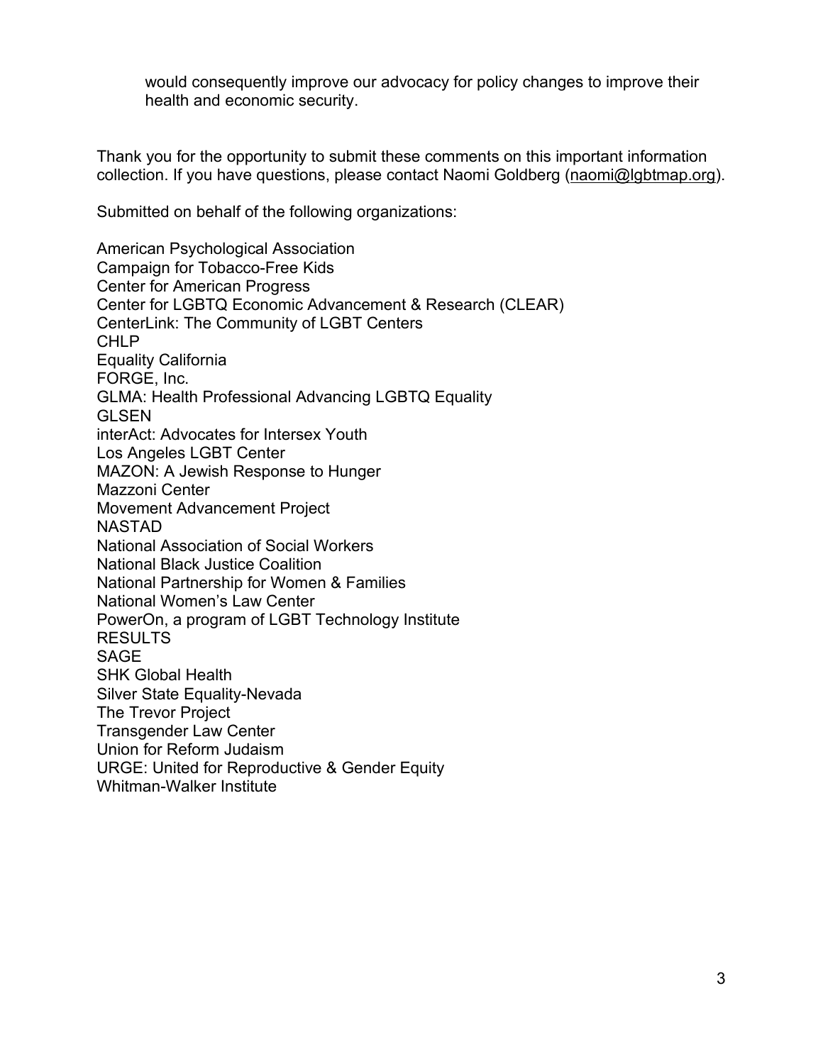would consequently improve our advocacy for policy changes to improve their health and economic security.

Thank you for the opportunity to submit these comments on this important information collection. If you have questions, please contact Naomi Goldberg (naomi@lgbtmap.org).

Submitted on behalf of the following organizations:

American Psychological Association
Campaign for Tobacco-Free Kids
Center for American Progress
Center for LGBTQ Economic Advancement & Research (CLEAR)
CenterLink: The Community of LGBT Centers
CHLP
Equality California
FORGE, Inc.
GLMA: Health Professional Advancing LGBTQ Equality
GLSEN
interAct: Advocates for Intersex Youth
Los Angeles LGBT Center
MAZON: A Jewish Response to Hunger
Mazzoni Center
Movement Advancement Project
NASTAD
National Association of Social Workers
National Black Justice Coalition
National Partnership for Women & Families
National Women's Law Center
PowerOn, a program of LGBT Technology Institute
RESULTS
SAGE
SHK Global Health
Silver State Equality-Nevada
The Trevor Project
Transgender Law Center
Union for Reform Judaism
URGE: United for Reproductive & Gender Equity
Whitman-Walker Institute